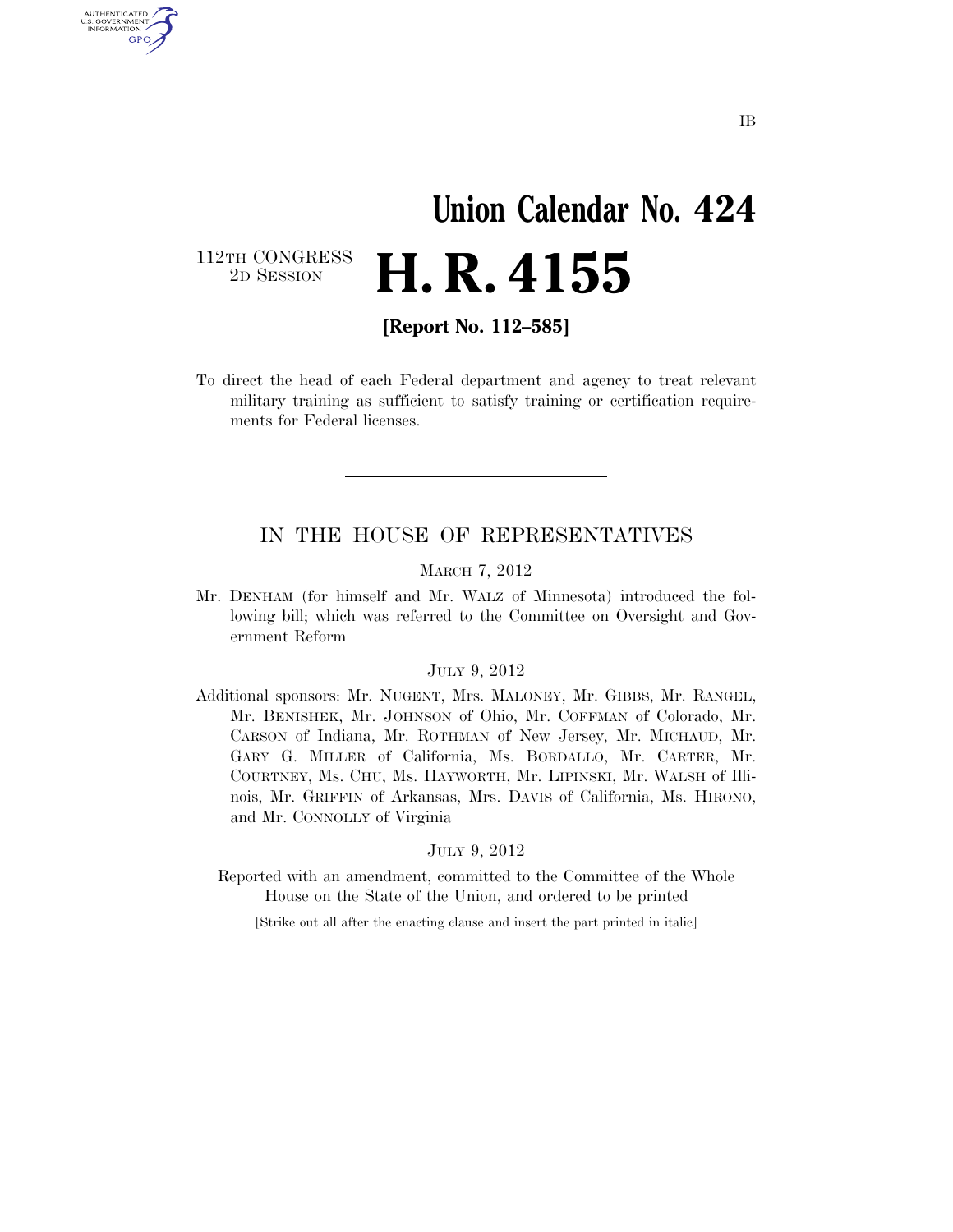IB

# Union Calendar No. 424

112TH CONGRESS
2D SESSION

# H. R. 4155

**[Report No. 112–585]**

To direct the head of each Federal department and agency to treat relevant military training as sufficient to satisfy training or certification requirements for Federal licenses.

---

## IN THE HOUSE OF REPRESENTATIVES

MARCH 7, 2012

Mr. DENHAM (for himself and Mr. WALZ of Minnesota) introduced the following bill; which was referred to the Committee on Oversight and Government Reform

JULY 9, 2012

Additional sponsors: Mr. NUGENT, Mrs. MALONEY, Mr. GIBBS, Mr. RANGEL, Mr. BENISHEK, Mr. JOHNSON of Ohio, Mr. COFFMAN of Colorado, Mr. CARSON of Indiana, Mr. ROTHMAN of New Jersey, Mr. MICHAUD, Mr. GARY G. MILLER of California, Ms. BORDALLO, Mr. CARTER, Mr. COURTNEY, Ms. CHU, Ms. HAYWORTH, Mr. LIPINSKI, Mr. WALSH of Illinois, Mr. GRIFFIN of Arkansas, Mrs. DAVIS of California, Ms. HIRONO, and Mr. CONNOLLY of Virginia

JULY 9, 2012

Reported with an amendment, committed to the Committee of the Whole House on the State of the Union, and ordered to be printed

[Strike out all after the enacting clause and insert the part printed in italic]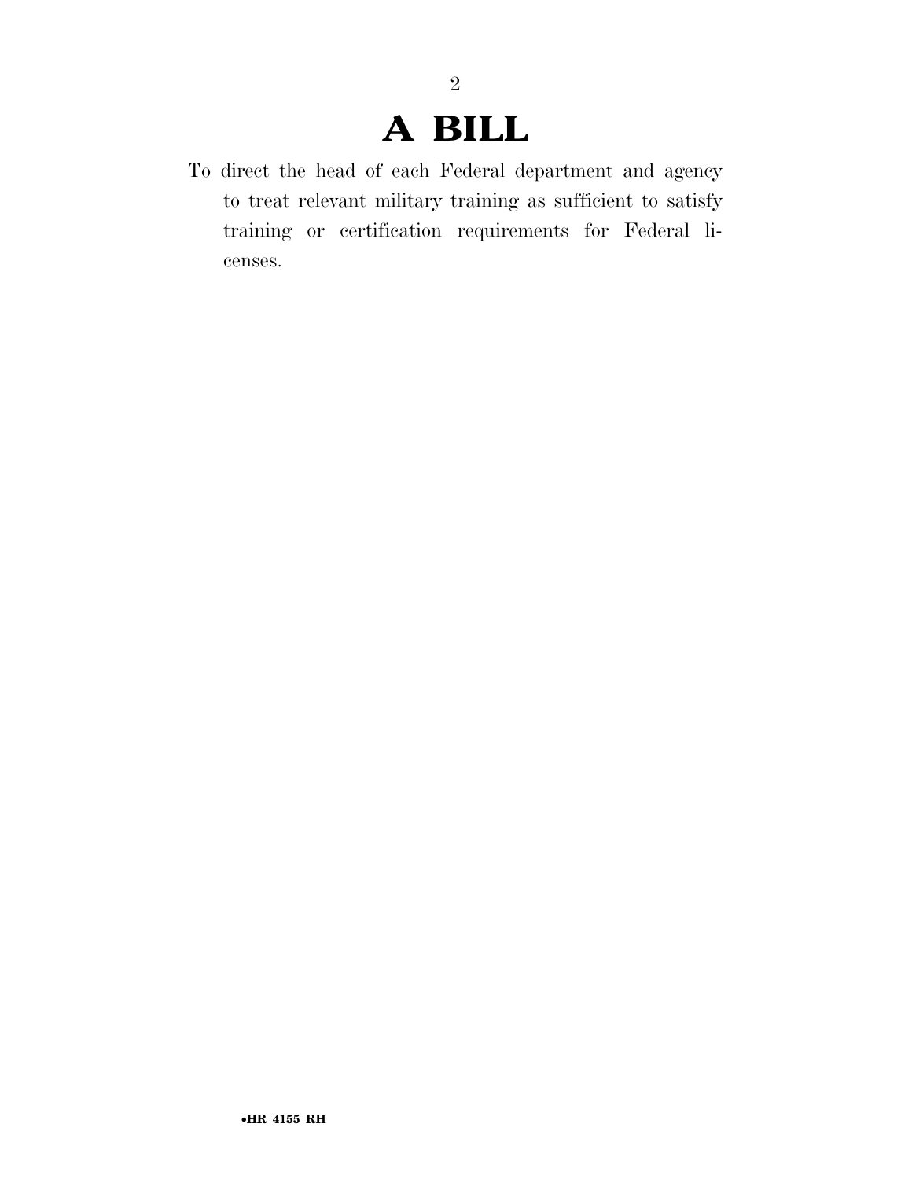# A BILL

To direct the head of each Federal department and agency to treat relevant military training as sufficient to satisfy training or certification requirements for Federal licenses.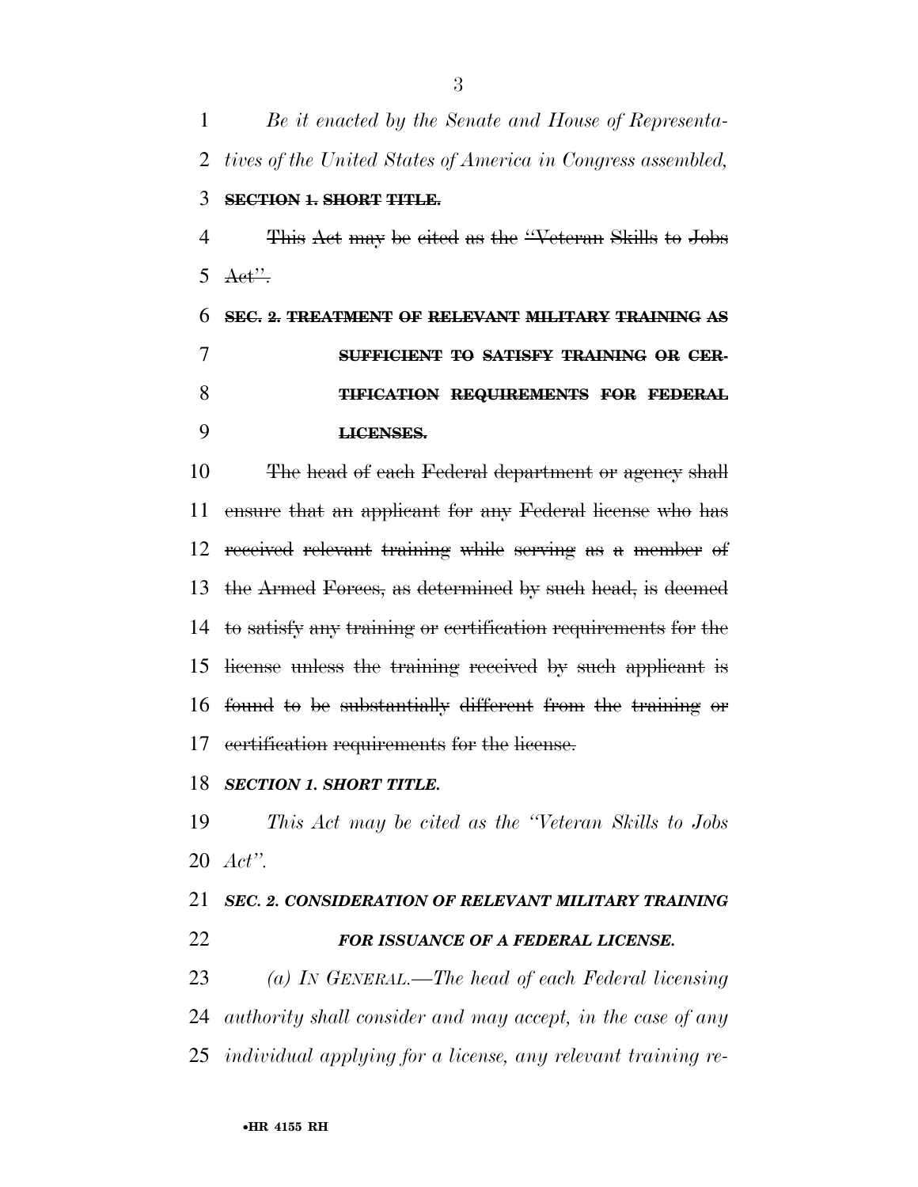*Be it enacted by the Senate and House of Representatives of the United States of America in Congress assembled,*

~~**SECTION 1. SHORT TITLE.**~~

~~This Act may be cited as the "Veteran Skills to Jobs Act".~~

~~**SEC. 2. TREATMENT OF RELEVANT MILITARY TRAINING AS SUFFICIENT TO SATISFY TRAINING OR CERTIFICATION REQUIREMENTS FOR FEDERAL LICENSES.**~~

~~The head of each Federal department or agency shall ensure that an applicant for any Federal license who has received relevant training while serving as a member of the Armed Forces, as determined by such head, is deemed to satisfy any training or certification requirements for the license unless the training received by such applicant is found to be substantially different from the training or certification requirements for the license.~~

***SECTION 1. SHORT TITLE.***

*This Act may be cited as the "Veteran Skills to Jobs Act".*

***SEC. 2. CONSIDERATION OF RELEVANT MILITARY TRAINING FOR ISSUANCE OF A FEDERAL LICENSE.***

*(a) IN GENERAL.—The head of each Federal licensing authority shall consider and may accept, in the case of any individual applying for a license, any relevant training re-*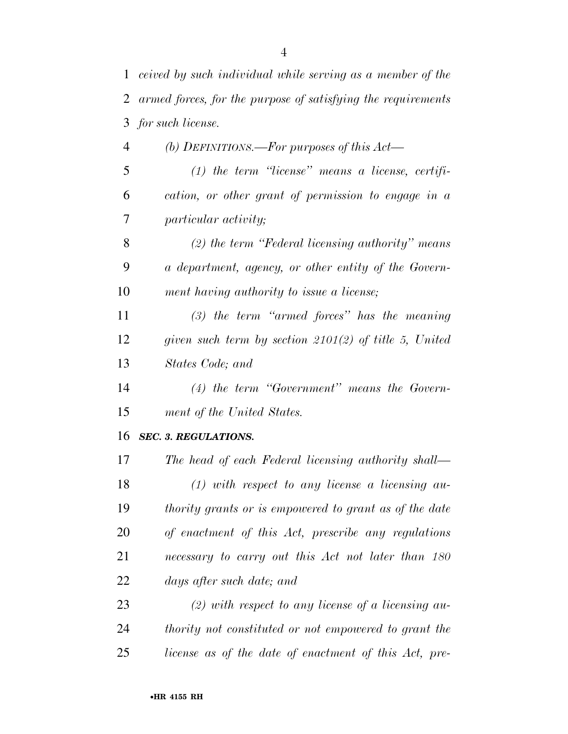*ceived by such individual while serving as a member of the armed forces, for the purpose of satisfying the requirements for such license.*

*(b) DEFINITIONS.—For purposes of this Act—*

*(1) the term ''license'' means a license, certification, or other grant of permission to engage in a particular activity;*

*(2) the term ''Federal licensing authority'' means a department, agency, or other entity of the Government having authority to issue a license;*

*(3) the term ''armed forces'' has the meaning given such term by section 2101(2) of title 5, United States Code; and*

*(4) the term ''Government'' means the Government of the United States.*

***SEC. 3. REGULATIONS.***

*The head of each Federal licensing authority shall—*

*(1) with respect to any license a licensing authority grants or is empowered to grant as of the date of enactment of this Act, prescribe any regulations necessary to carry out this Act not later than 180 days after such date; and*

*(2) with respect to any license of a licensing authority not constituted or not empowered to grant the license as of the date of enactment of this Act, pre-*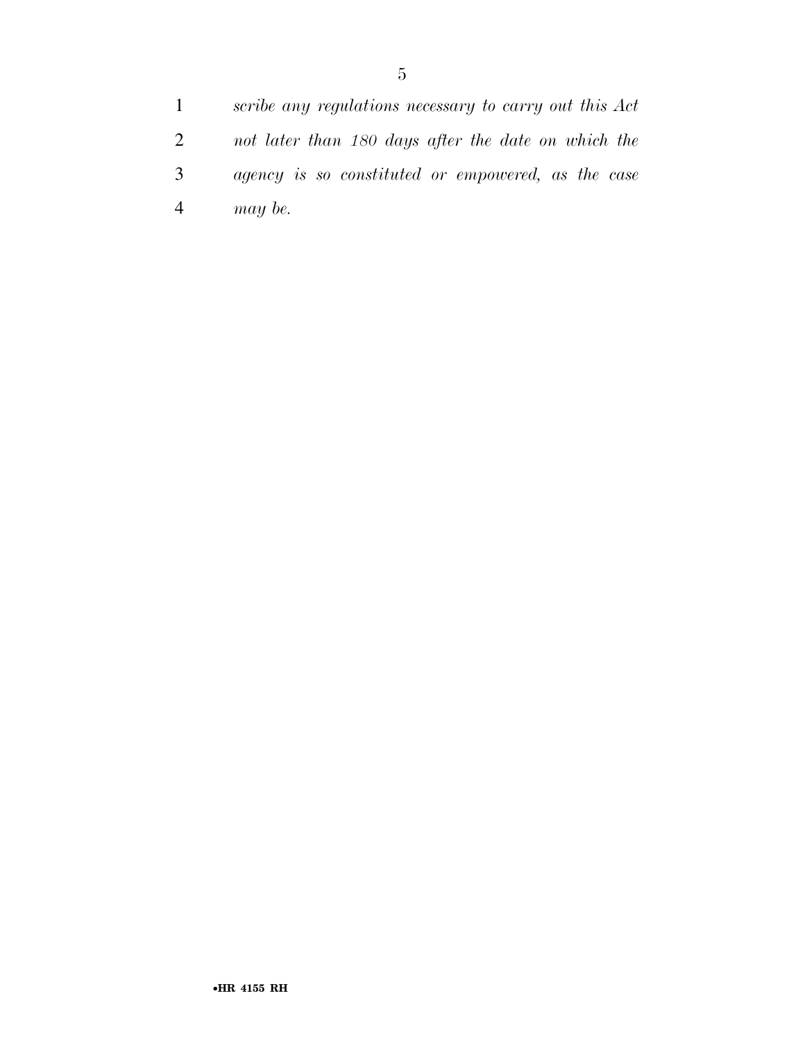*scribe any regulations necessary to carry out this Act not later than 180 days after the date on which the agency is so constituted or empowered, as the case may be.*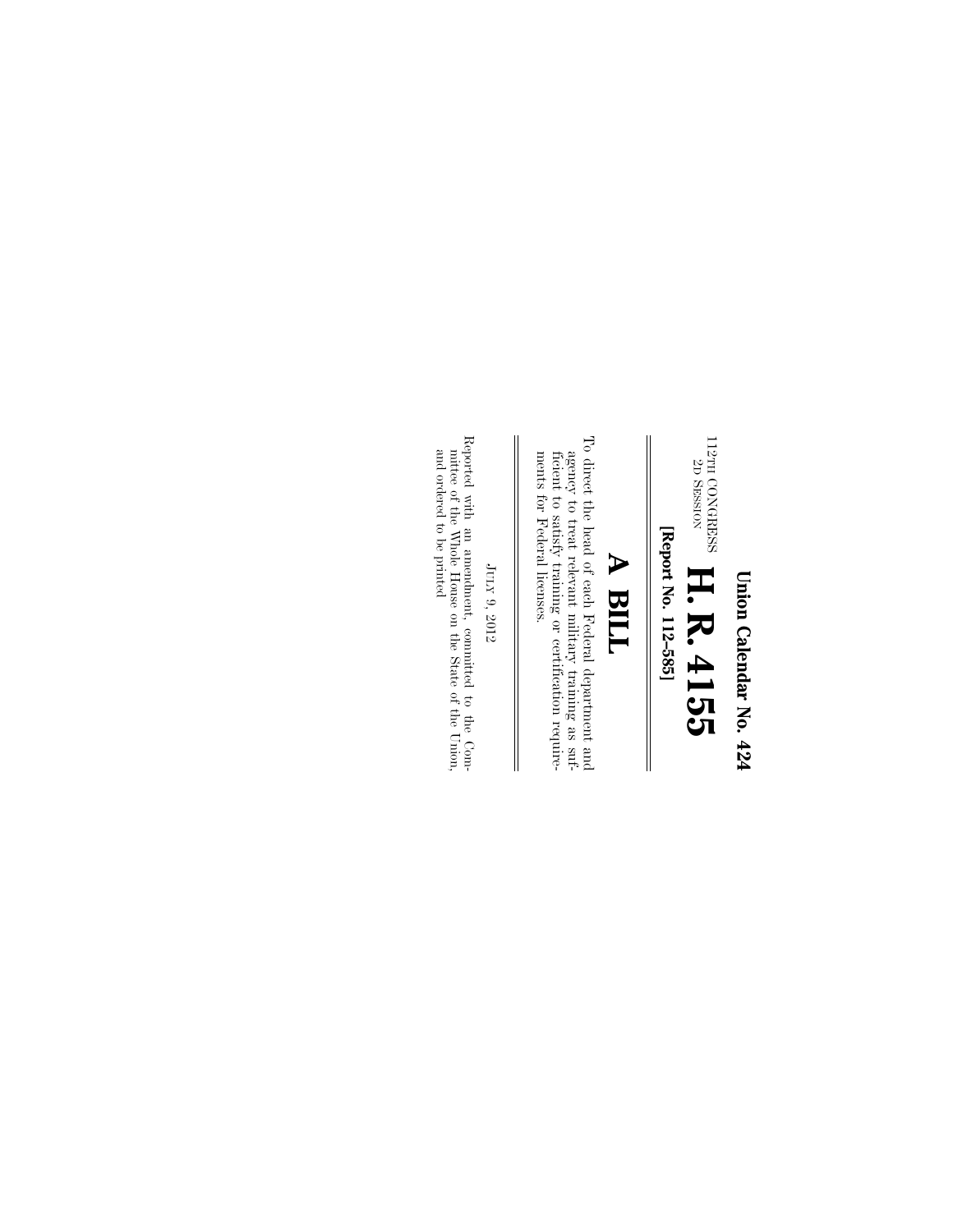Union Calendar No. 424

112TH CONGRESS
2D SESSION

# H. R. 4155

**[Report No. 112–585]**

# A BILL

To direct the head of each Federal department and agency to treat relevant military training as sufficient to satisfy training or certification requirements for Federal licenses.

JULY 9, 2012

Reported with an amendment, committed to the Committee of the Whole House on the State of the Union, and ordered to be printed